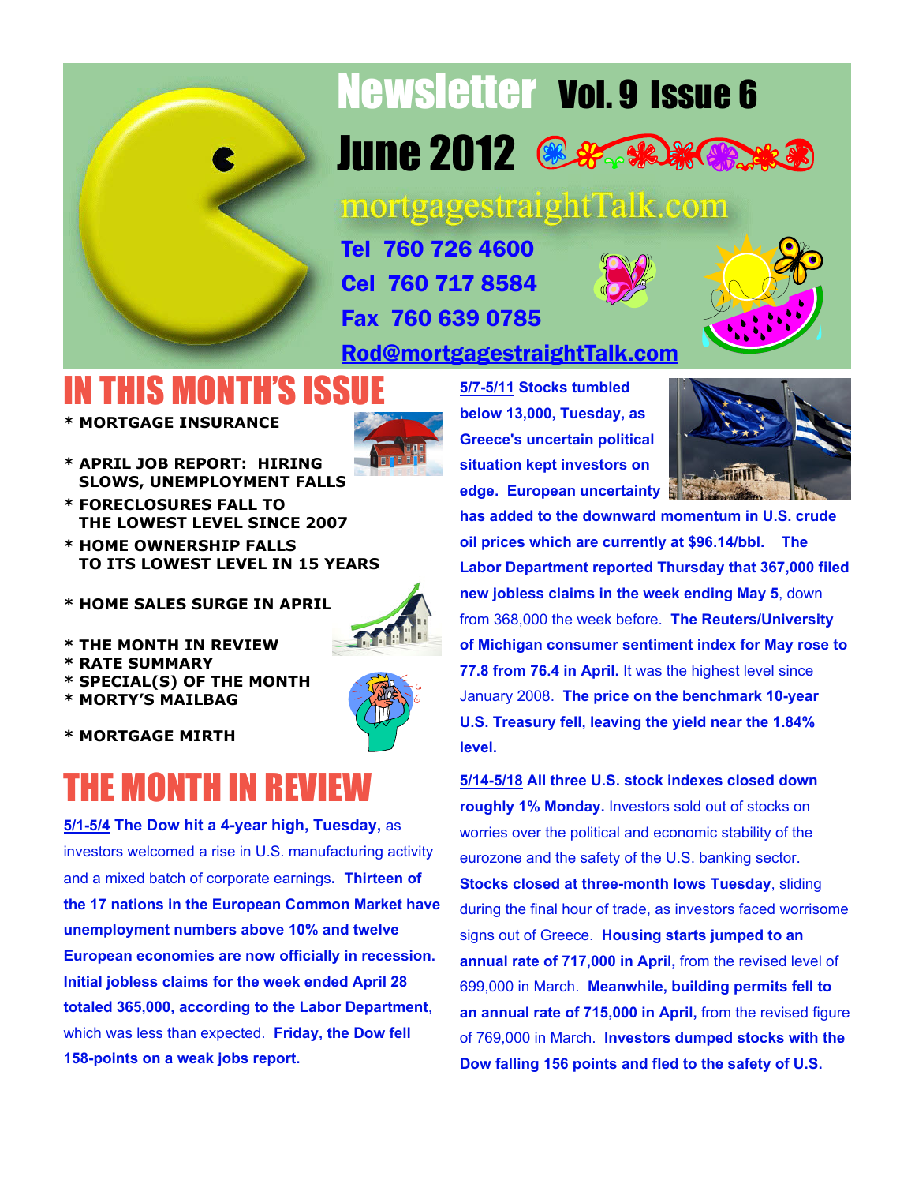# Newsletter Vol. 9 Issue 6

## June 2012

mortgagestraightTalk.com

**Tel 760 726 4600**
**Cel 760 717 8584**
**Fax 760 639 0785**
**Rod@mortgagestraightTalk.com**

## IN THIS MONTH'S ISSUE

* MORTGAGE INSURANCE
* APRIL JOB REPORT: HIRING SLOWS, UNEMPLOYMENT FALLS
* FORECLOSURES FALL TO THE LOWEST LEVEL SINCE 2007
* HOME OWNERSHIP FALLS TO ITS LOWEST LEVEL IN 15 YEARS
* HOME SALES SURGE IN APRIL
* THE MONTH IN REVIEW
* RATE SUMMARY
* SPECIAL(S) OF THE MONTH
* MORTY'S MAILBAG
* MORTGAGE MIRTH

## THE MONTH IN REVIEW

**5/1-5/4 The Dow hit a 4-year high, Tuesday,** as investors welcomed a rise in U.S. manufacturing activity and a mixed batch of corporate earnings**. Thirteen of the 17 nations in the European Common Market have unemployment numbers above 10% and twelve European economies are now officially in recession. Initial jobless claims for the week ended April 28 totaled 365,000, according to the Labor Department**, which was less than expected. **Friday, the Dow fell 158-points on a weak jobs report.**

**5/7-5/11 Stocks tumbled below 13,000, Tuesday, as Greece's uncertain political situation kept investors on edge. European uncertainty has added to the downward momentum in U.S. crude oil prices which are currently at $96.14/bbl. The Labor Department reported Thursday that 367,000 filed new jobless claims in the week ending May 5**, down from 368,000 the week before. **The Reuters/University of Michigan consumer sentiment index for May rose to 77.8 from 76.4 in April.** It was the highest level since January 2008. **The price on the benchmark 10-year U.S. Treasury fell, leaving the yield near the 1.84% level.**

**5/14-5/18 All three U.S. stock indexes closed down roughly 1% Monday.** Investors sold out of stocks on worries over the political and economic stability of the eurozone and the safety of the U.S. banking sector. **Stocks closed at three-month lows Tuesday**, sliding during the final hour of trade, as investors faced worrisome signs out of Greece. **Housing starts jumped to an annual rate of 717,000 in April,** from the revised level of 699,000 in March. **Meanwhile, building permits fell to an annual rate of 715,000 in April,** from the revised figure of 769,000 in March. **Investors dumped stocks with the Dow falling 156 points and fled to the safety of U.S.**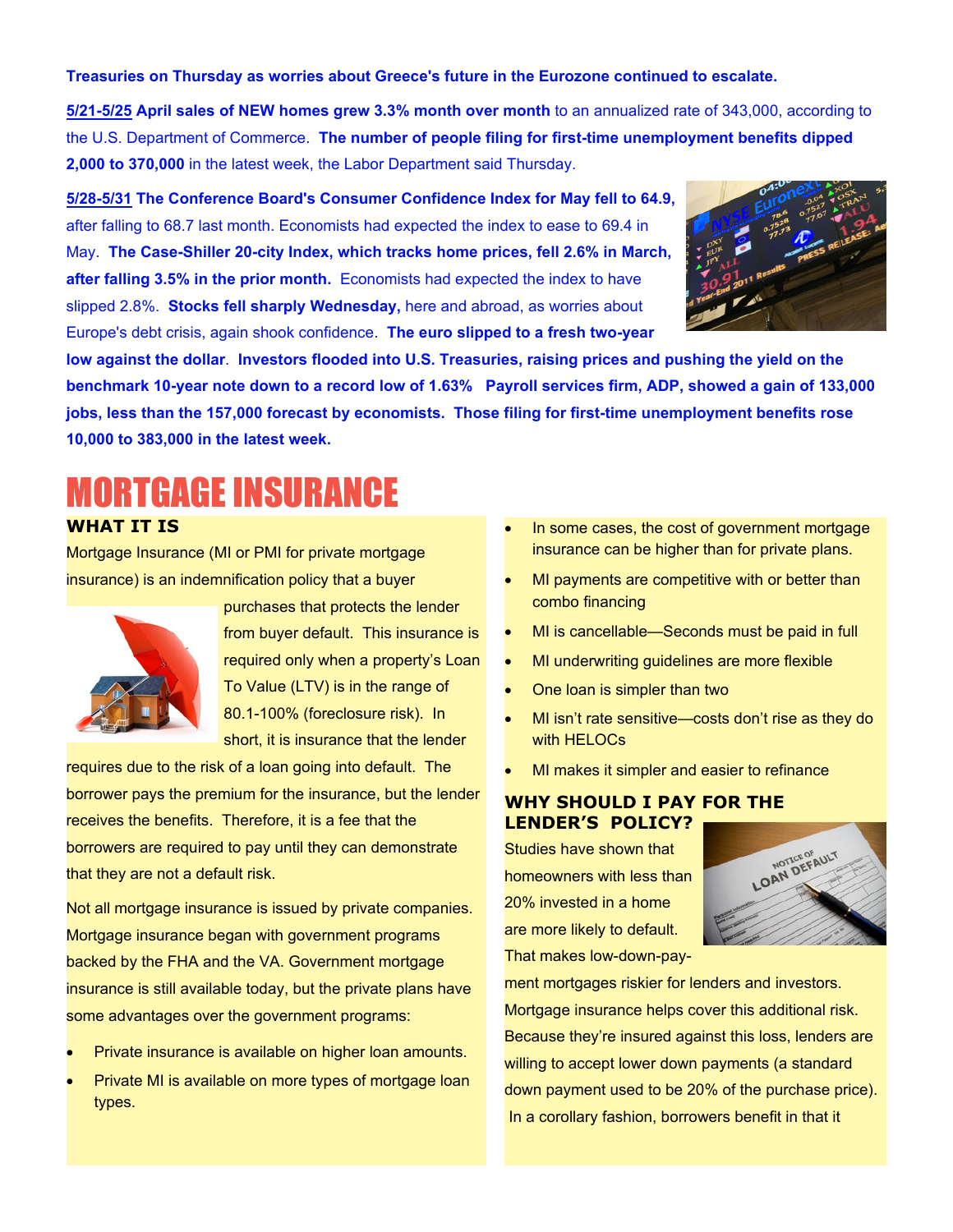**Treasuries on Thursday as worries about Greece's future in the Eurozone continued to escalate.**

**5/21-5/25 April sales of NEW homes grew 3.3% month over month** to an annualized rate of 343,000, according to the U.S. Department of Commerce. **The number of people filing for first-time unemployment benefits dipped 2,000 to 370,000** in the latest week, the Labor Department said Thursday.

**5/28-5/31 The Conference Board's Consumer Confidence Index for May fell to 64.9,** after falling to 68.7 last month. Economists had expected the index to ease to 69.4 in May. **The Case-Shiller 20-city Index, which tracks home prices, fell 2.6% in March, after falling 3.5% in the prior month.** Economists had expected the index to have slipped 2.8%. **Stocks fell sharply Wednesday,** here and abroad, as worries about Europe's debt crisis, again shook confidence. **The euro slipped to a fresh two-year low against the dollar**. **Investors flooded into U.S. Treasuries, raising prices and pushing the yield on the benchmark 10-year note down to a record low of 1.63% Payroll services firm, ADP, showed a gain of 133,000 jobs, less than the 157,000 forecast by economists. Those filing for first-time unemployment benefits rose 10,000 to 383,000 in the latest week.**

# MORTGAGE INSURANCE

### WHAT IT IS

Mortgage Insurance (MI or PMI for private mortgage insurance) is an indemnification policy that a buyer purchases that protects the lender from buyer default. This insurance is required only when a property's Loan To Value (LTV) is in the range of 80.1-100% (foreclosure risk). In short, it is insurance that the lender requires due to the risk of a loan going into default. The borrower pays the premium for the insurance, but the lender receives the benefits. Therefore, it is a fee that the borrowers are required to pay until they can demonstrate that they are not a default risk.

Not all mortgage insurance is issued by private companies. Mortgage insurance began with government programs backed by the FHA and the VA. Government mortgage insurance is still available today, but the private plans have some advantages over the government programs:

- Private insurance is available on higher loan amounts.
- Private MI is available on more types of mortgage loan types.
- In some cases, the cost of government mortgage insurance can be higher than for private plans.
- MI payments are competitive with or better than combo financing
- MI is cancellable—Seconds must be paid in full
- MI underwriting guidelines are more flexible
- One loan is simpler than two
- MI isn't rate sensitive—costs don't rise as they do with HELOCs
- MI makes it simpler and easier to refinance

### WHY SHOULD I PAY FOR THE LENDER'S POLICY?

Studies have shown that homeowners with less than 20% invested in a home are more likely to default. That makes low-down-payment mortgages riskier for lenders and investors. Mortgage insurance helps cover this additional risk. Because they're insured against this loss, lenders are willing to accept lower down payments (a standard down payment used to be 20% of the purchase price). In a corollary fashion, borrowers benefit in that it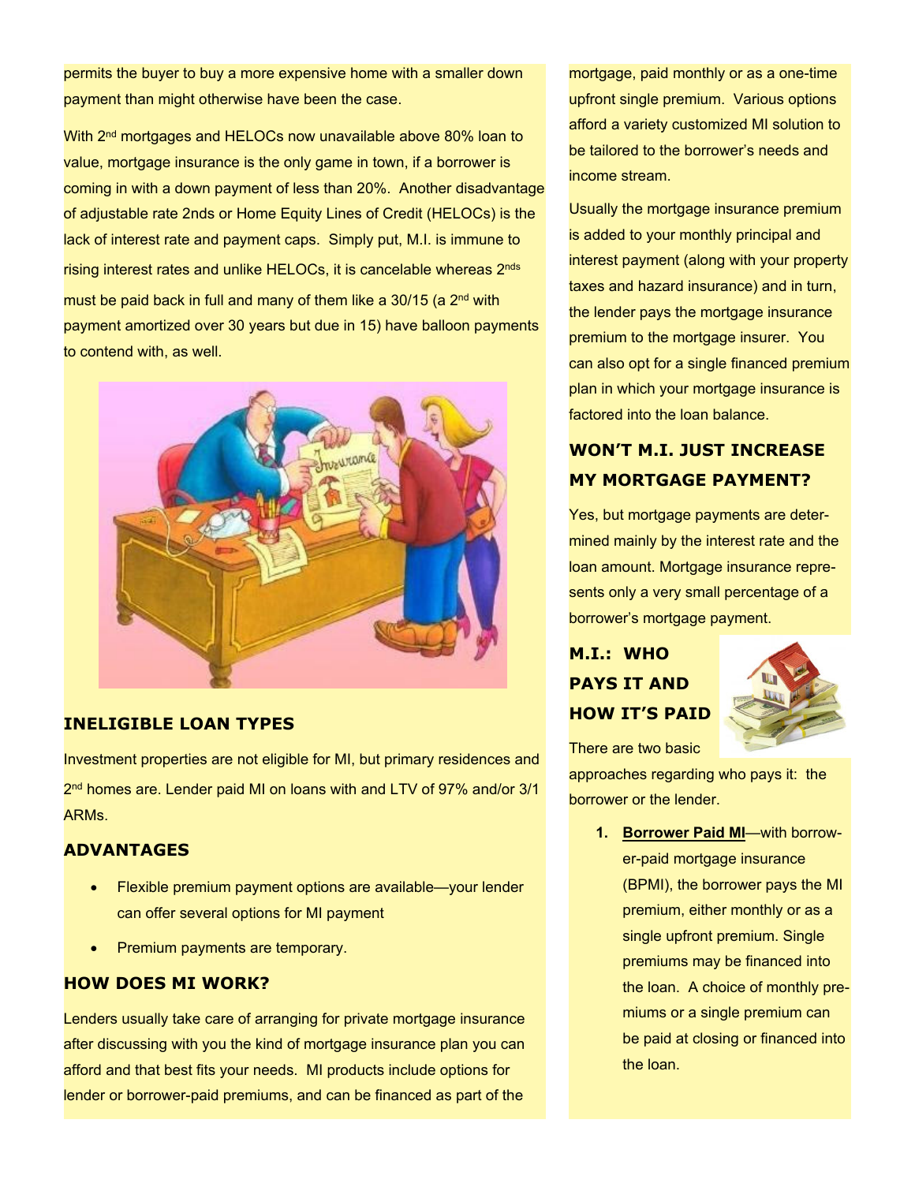permits the buyer to buy a more expensive home with a smaller down payment than might otherwise have been the case.

With 2nd mortgages and HELOCs now unavailable above 80% loan to value, mortgage insurance is the only game in town, if a borrower is coming in with a down payment of less than 20%. Another disadvantage of adjustable rate 2nds or Home Equity Lines of Credit (HELOCs) is the lack of interest rate and payment caps. Simply put, M.I. is immune to rising interest rates and unlike HELOCs, it is cancelable whereas 2nds must be paid back in full and many of them like a 30/15 (a 2nd with payment amortized over 30 years but due in 15) have balloon payments to contend with, as well.

### INELIGIBLE LOAN TYPES

Investment properties are not eligible for MI, but primary residences and 2nd homes are. Lender paid MI on loans with and LTV of 97% and/or 3/1 ARMs.

### ADVANTAGES

- Flexible premium payment options are available—your lender can offer several options for MI payment
- Premium payments are temporary.

### HOW DOES MI WORK?

Lenders usually take care of arranging for private mortgage insurance after discussing with you the kind of mortgage insurance plan you can afford and that best fits your needs. MI products include options for lender or borrower-paid premiums, and can be financed as part of the mortgage, paid monthly or as a one-time upfront single premium. Various options afford a variety customized MI solution to be tailored to the borrower's needs and income stream.

Usually the mortgage insurance premium is added to your monthly principal and interest payment (along with your property taxes and hazard insurance) and in turn, the lender pays the mortgage insurance premium to the mortgage insurer. You can also opt for a single financed premium plan in which your mortgage insurance is factored into the loan balance.

### WON'T M.I. JUST INCREASE MY MORTGAGE PAYMENT?

Yes, but mortgage payments are determined mainly by the interest rate and the loan amount. Mortgage insurance represents only a very small percentage of a borrower's mortgage payment.

### M.I.: WHO PAYS IT AND HOW IT'S PAID

There are two basic approaches regarding who pays it: the borrower or the lender.

1. **Borrower Paid MI**—with borrower-paid mortgage insurance (BPMI), the borrower pays the MI premium, either monthly or as a single upfront premium. Single premiums may be financed into the loan. A choice of monthly premiums or a single premium can be paid at closing or financed into the loan.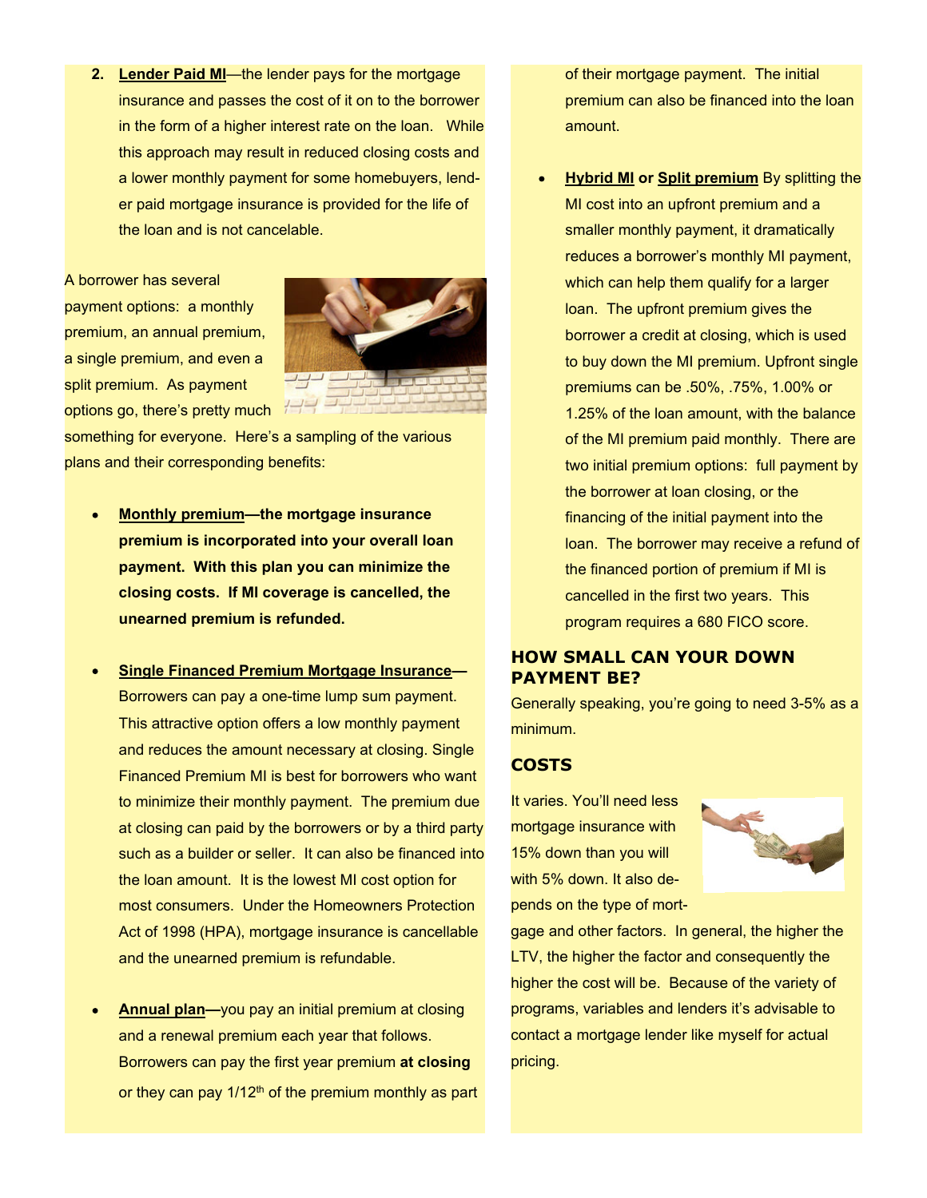2. **Lender Paid MI**—the lender pays for the mortgage insurance and passes the cost of it on to the borrower in the form of a higher interest rate on the loan. While this approach may result in reduced closing costs and a lower monthly payment for some homebuyers, lender paid mortgage insurance is provided for the life of the loan and is not cancelable.

A borrower has several payment options: a monthly premium, an annual premium, a single premium, and even a split premium. As payment options go, there's pretty much something for everyone. Here's a sampling of the various plans and their corresponding benefits:

- **Monthly premium—the mortgage insurance premium is incorporated into your overall loan payment. With this plan you can minimize the closing costs. If MI coverage is cancelled, the unearned premium is refunded.**

- **Single Financed Premium Mortgage Insurance—** Borrowers can pay a one-time lump sum payment. This attractive option offers a low monthly payment and reduces the amount necessary at closing. Single Financed Premium MI is best for borrowers who want to minimize their monthly payment. The premium due at closing can paid by the borrowers or by a third party such as a builder or seller. It can also be financed into the loan amount. It is the lowest MI cost option for most consumers. Under the Homeowners Protection Act of 1998 (HPA), mortgage insurance is cancellable and the unearned premium is refundable.

- **Annual plan—**you pay an initial premium at closing and a renewal premium each year that follows. Borrowers can pay the first year premium **at closing** or they can pay 1/12th of the premium monthly as part of their mortgage payment. The initial premium can also be financed into the loan amount.

- **Hybrid MI** or **Split premium** By splitting the MI cost into an upfront premium and a smaller monthly payment, it dramatically reduces a borrower's monthly MI payment, which can help them qualify for a larger loan. The upfront premium gives the borrower a credit at closing, which is used to buy down the MI premium. Upfront single premiums can be .50%, .75%, 1.00% or 1.25% of the loan amount, with the balance of the MI premium paid monthly. There are two initial premium options: full payment by the borrower at loan closing, or the financing of the initial payment into the loan. The borrower may receive a refund of the financed portion of premium if MI is cancelled in the first two years. This program requires a 680 FICO score.

## HOW SMALL CAN YOUR DOWN PAYMENT BE?

Generally speaking, you're going to need 3-5% as a minimum.

## COSTS

It varies. You'll need less mortgage insurance with 15% down than you will with 5% down. It also depends on the type of mortgage and other factors. In general, the higher the LTV, the higher the factor and consequently the higher the cost will be. Because of the variety of programs, variables and lenders it's advisable to contact a mortgage lender like myself for actual pricing.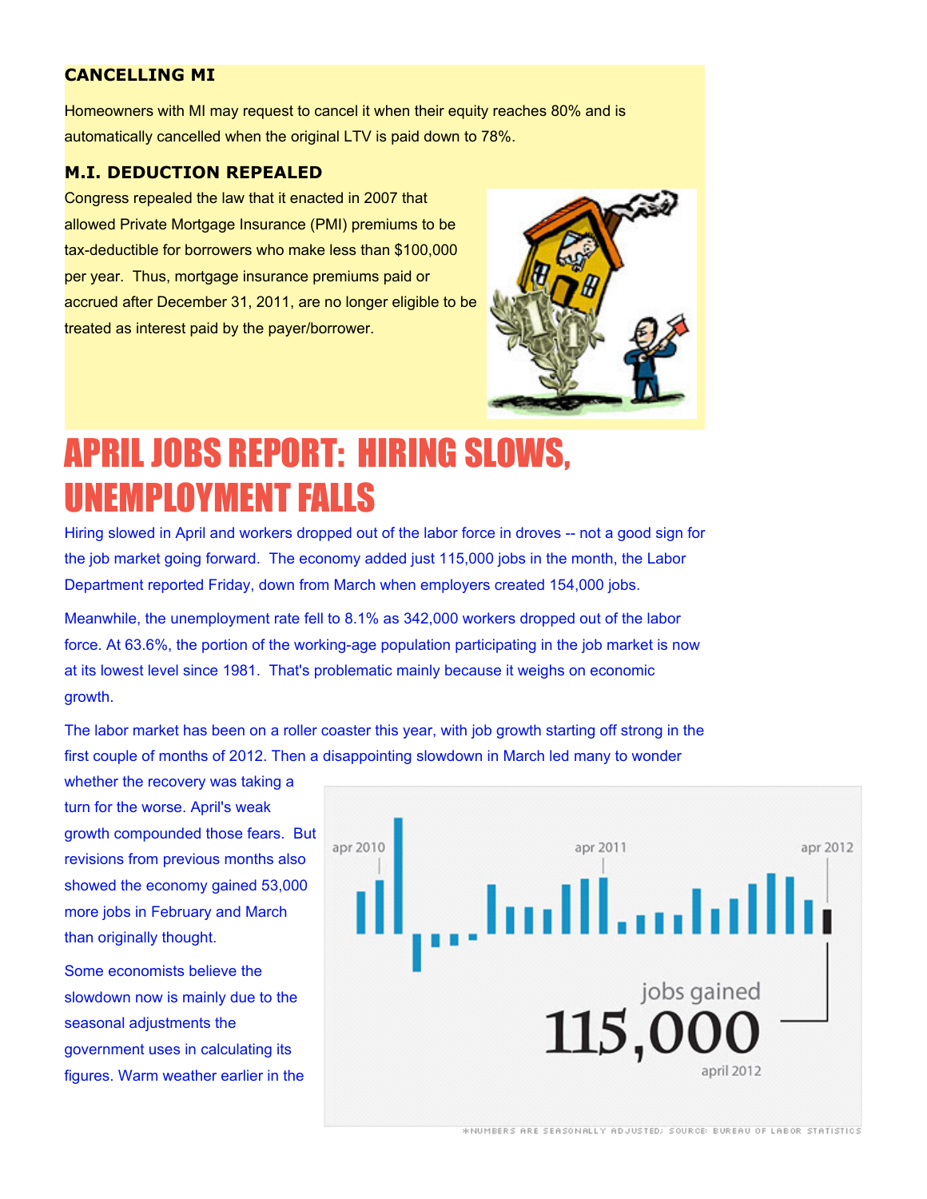### CANCELLING MI

Homeowners with MI may request to cancel it when their equity reaches 80% and is automatically cancelled when the original LTV is paid down to 78%.

### M.I. DEDUCTION REPEALED

Congress repealed the law that it enacted in 2007 that allowed Private Mortgage Insurance (PMI) premiums to be tax-deductible for borrowers who make less than $100,000 per year. Thus, mortgage insurance premiums paid or accrued after December 31, 2011, are no longer eligible to be treated as interest paid by the payer/borrower.

# APRIL JOBS REPORT: HIRING SLOWS, UNEMPLOYMENT FALLS

Hiring slowed in April and workers dropped out of the labor force in droves -- not a good sign for the job market going forward. The economy added just 115,000 jobs in the month, the Labor Department reported Friday, down from March when employers created 154,000 jobs.

Meanwhile, the unemployment rate fell to 8.1% as 342,000 workers dropped out of the labor force. At 63.6%, the portion of the working-age population participating in the job market is now at its lowest level since 1981. That's problematic mainly because it weighs on economic growth.

The labor market has been on a roller coaster this year, with job growth starting off strong in the first couple of months of 2012. Then a disappointing slowdown in March led many to wonder whether the recovery was taking a turn for the worse. April's weak growth compounded those fears. But revisions from previous months also showed the economy gained 53,000 more jobs in February and March than originally thought.

Some economists believe the slowdown now is mainly due to the seasonal adjustments the government uses in calculating its figures. Warm weather earlier in the

apr 2010 apr 2011 apr 2012

jobs gained **115,000** april 2012

*NUMBERS ARE SEASONALLY ADJUSTED; SOURCE: BUREAU OF LABOR STATISTICS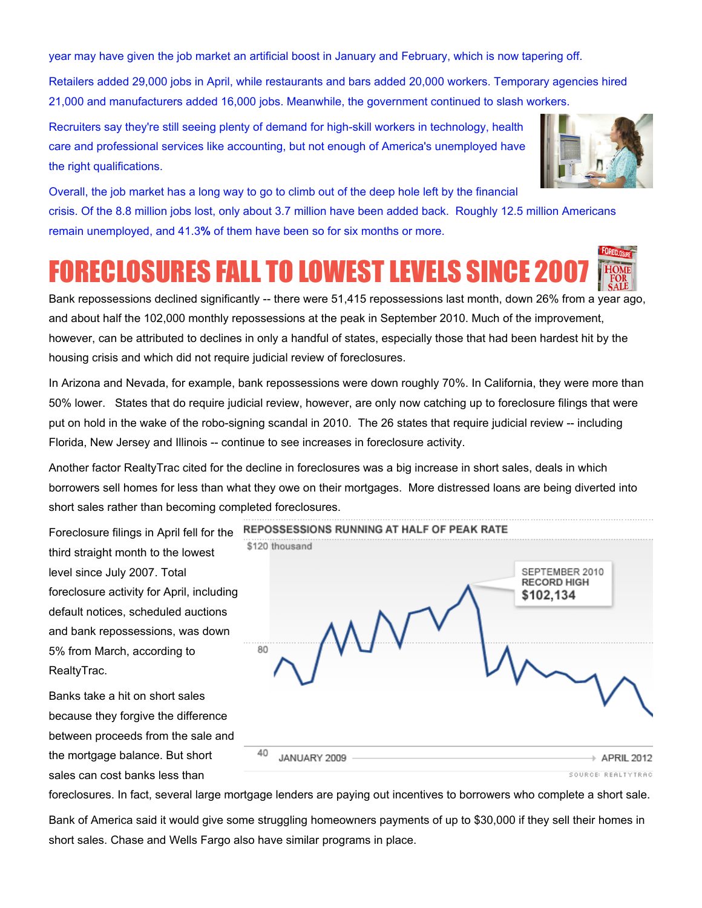year may have given the job market an artificial boost in January and February, which is now tapering off.

Retailers added 29,000 jobs in April, while restaurants and bars added 20,000 workers. Temporary agencies hired 21,000 and manufacturers added 16,000 jobs. Meanwhile, the government continued to slash workers.

Recruiters say they're still seeing plenty of demand for high-skill workers in technology, health care and professional services like accounting, but not enough of America's unemployed have the right qualifications.

Overall, the job market has a long way to go to climb out of the deep hole left by the financial crisis. Of the 8.8 million jobs lost, only about 3.7 million have been added back. Roughly 12.5 million Americans remain unemployed, and 41.3**%** of them have been so for six months or more.

# FORECLOSURES FALL TO LOWEST LEVELS SINCE 2007

Bank repossessions declined significantly -- there were 51,415 repossessions last month, down 26% from a year ago, and about half the 102,000 monthly repossessions at the peak in September 2010. Much of the improvement, however, can be attributed to declines in only a handful of states, especially those that had been hardest hit by the housing crisis and which did not require judicial review of foreclosures.

In Arizona and Nevada, for example, bank repossessions were down roughly 70%. In California, they were more than 50% lower. States that do require judicial review, however, are only now catching up to foreclosure filings that were put on hold in the wake of the robo-signing scandal in 2010. The 26 states that require judicial review -- including Florida, New Jersey and Illinois -- continue to see increases in foreclosure activity.

Another factor RealtyTrac cited for the decline in foreclosures was a big increase in short sales, deals in which borrowers sell homes for less than what they owe on their mortgages. More distressed loans are being diverted into short sales rather than becoming completed foreclosures.

Foreclosure filings in April fell for the third straight month to the lowest level since July 2007. Total foreclosure activity for April, including default notices, scheduled auctions and bank repossessions, was down 5% from March, according to RealtyTrac.

REPOSSESSIONS RUNNING AT HALF OF PEAK RATE

$120 thousand

SEPTEMBER 2010 RECORD HIGH $102,134

80

40 JANUARY 2009 → APRIL 2012

SOURCE: REALTYTRAC

Banks take a hit on short sales because they forgive the difference between proceeds from the sale and the mortgage balance. But short sales can cost banks less than foreclosures. In fact, several large mortgage lenders are paying out incentives to borrowers who complete a short sale.

Bank of America said it would give some struggling homeowners payments of up to $30,000 if they sell their homes in short sales. Chase and Wells Fargo also have similar programs in place.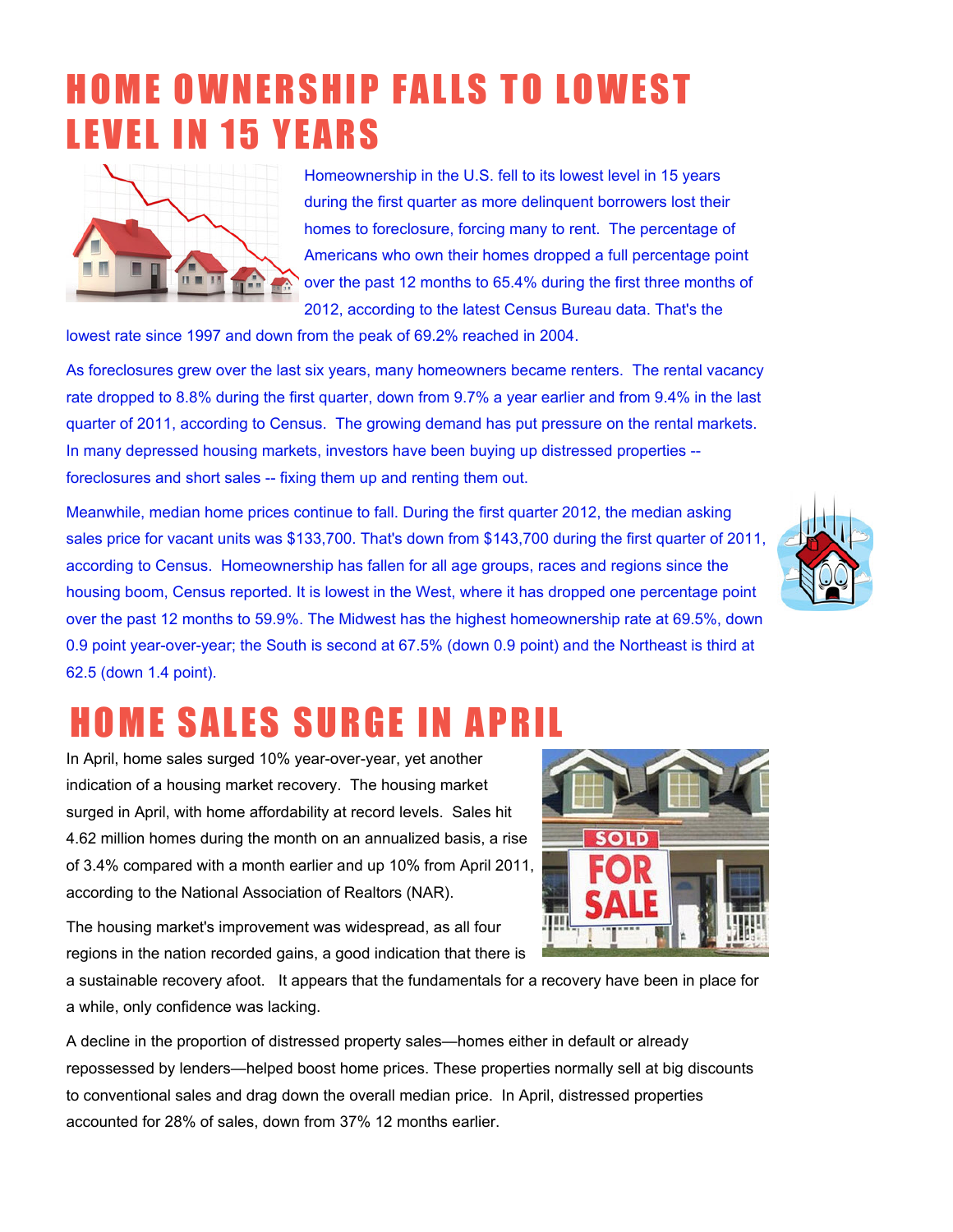# HOME OWNERSHIP FALLS TO LOWEST LEVEL IN 15 YEARS

Homeownership in the U.S. fell to its lowest level in 15 years during the first quarter as more delinquent borrowers lost their homes to foreclosure, forcing many to rent. The percentage of Americans who own their homes dropped a full percentage point over the past 12 months to 65.4% during the first three months of 2012, according to the latest Census Bureau data. That's the lowest rate since 1997 and down from the peak of 69.2% reached in 2004.

As foreclosures grew over the last six years, many homeowners became renters. The rental vacancy rate dropped to 8.8% during the first quarter, down from 9.7% a year earlier and from 9.4% in the last quarter of 2011, according to Census. The growing demand has put pressure on the rental markets. In many depressed housing markets, investors have been buying up distressed properties -- foreclosures and short sales -- fixing them up and renting them out.

Meanwhile, median home prices continue to fall. During the first quarter 2012, the median asking sales price for vacant units was $133,700. That's down from $143,700 during the first quarter of 2011, according to Census. Homeownership has fallen for all age groups, races and regions since the housing boom, Census reported. It is lowest in the West, where it has dropped one percentage point over the past 12 months to 59.9%. The Midwest has the highest homeownership rate at 69.5%, down 0.9 point year-over-year; the South is second at 67.5% (down 0.9 point) and the Northeast is third at 62.5 (down 1.4 point).

# HOME SALES SURGE IN APRIL

In April, home sales surged 10% year-over-year, yet another indication of a housing market recovery. The housing market surged in April, with home affordability at record levels. Sales hit 4.62 million homes during the month on an annualized basis, a rise of 3.4% compared with a month earlier and up 10% from April 2011, according to the National Association of Realtors (NAR).

The housing market's improvement was widespread, as all four regions in the nation recorded gains, a good indication that there is a sustainable recovery afoot. It appears that the fundamentals for a recovery have been in place for a while, only confidence was lacking.

A decline in the proportion of distressed property sales—homes either in default or already repossessed by lenders—helped boost home prices. These properties normally sell at big discounts to conventional sales and drag down the overall median price. In April, distressed properties accounted for 28% of sales, down from 37% 12 months earlier.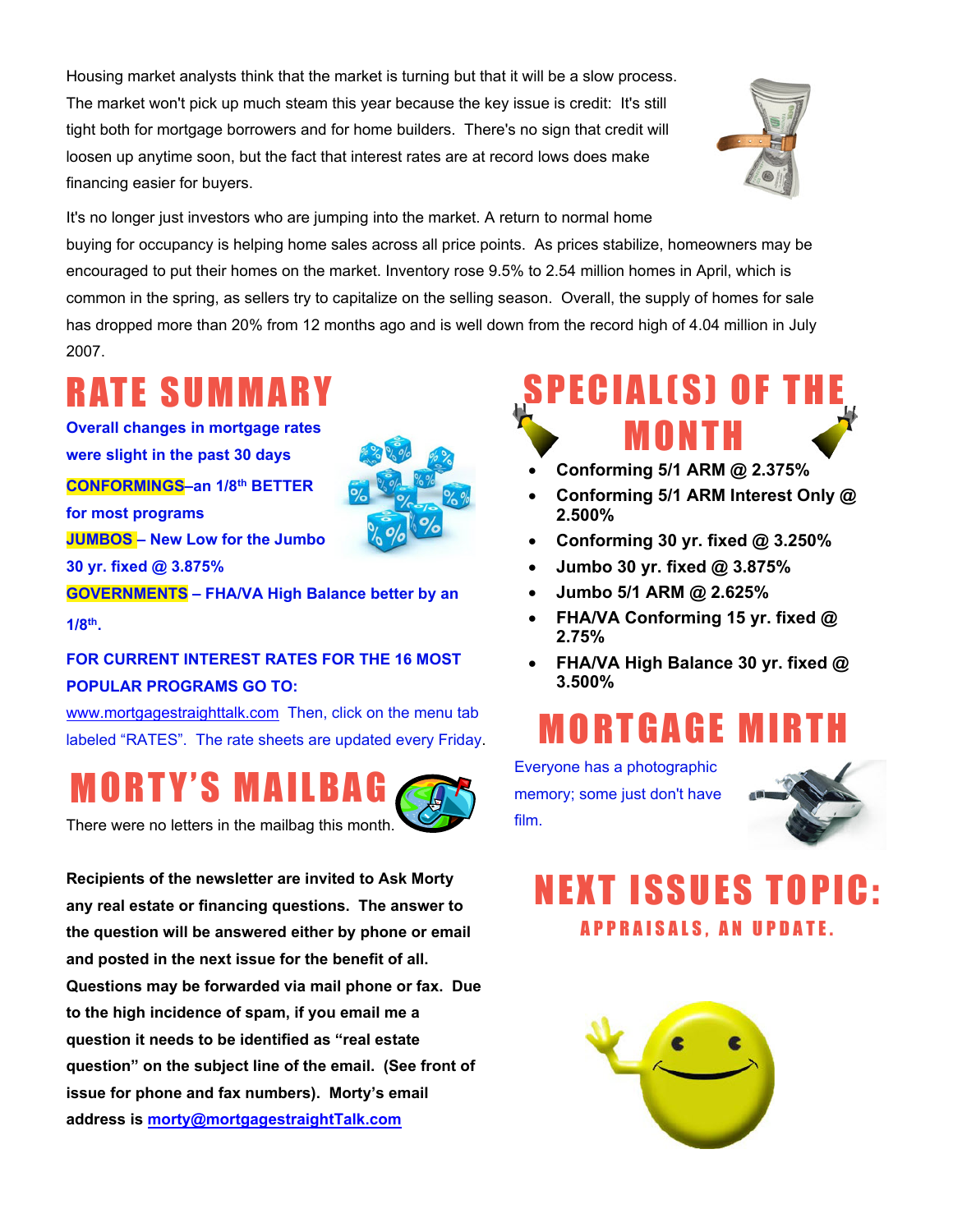Housing market analysts think that the market is turning but that it will be a slow process. The market won't pick up much steam this year because the key issue is credit: It's still tight both for mortgage borrowers and for home builders. There's no sign that credit will loosen up anytime soon, but the fact that interest rates are at record lows does make financing easier for buyers.

It's no longer just investors who are jumping into the market. A return to normal home buying for occupancy is helping home sales across all price points. As prices stabilize, homeowners may be encouraged to put their homes on the market. Inventory rose 9.5% to 2.54 million homes in April, which is common in the spring, as sellers try to capitalize on the selling season. Overall, the supply of homes for sale has dropped more than 20% from 12 months ago and is well down from the record high of 4.04 million in July 2007.

# RATE SUMMARY

**Overall changes in mortgage rates were slight in the past 30 days**

**CONFORMINGS–an 1/8th BETTER for most programs**

**JUMBOS – New Low for the Jumbo 30 yr. fixed @ 3.875%**

**GOVERNMENTS – FHA/VA High Balance better by an 1/8th.**

**FOR CURRENT INTEREST RATES FOR THE 16 MOST POPULAR PROGRAMS GO TO:**

www.mortgagestraighttalk.com Then, click on the menu tab labeled "RATES". The rate sheets are updated every Friday.

# MORTY'S MAILBAG

There were no letters in the mailbag this month.

**Recipients of the newsletter are invited to Ask Morty any real estate or financing questions. The answer to the question will be answered either by phone or email and posted in the next issue for the benefit of all. Questions may be forwarded via mail phone or fax. Due to the high incidence of spam, if you email me a question it needs to be identified as "real estate question" on the subject line of the email. (See front of issue for phone and fax numbers). Morty's email address is morty@mortgagestraightTalk.com**

# SPECIAL(S) OF THE MONTH

- **Conforming 5/1 ARM @ 2.375%**
- **Conforming 5/1 ARM Interest Only @ 2.500%**
- **Conforming 30 yr. fixed @ 3.250%**
- **Jumbo 30 yr. fixed @ 3.875%**
- **Jumbo 5/1 ARM @ 2.625%**
- **FHA/VA Conforming 15 yr. fixed @ 2.75%**
- **FHA/VA High Balance 30 yr. fixed @ 3.500%**

# MORTGAGE MIRTH

Everyone has a photographic memory; some just don't have film.

# NEXT ISSUES TOPIC:

## APPRAISALS, AN UPDATE.